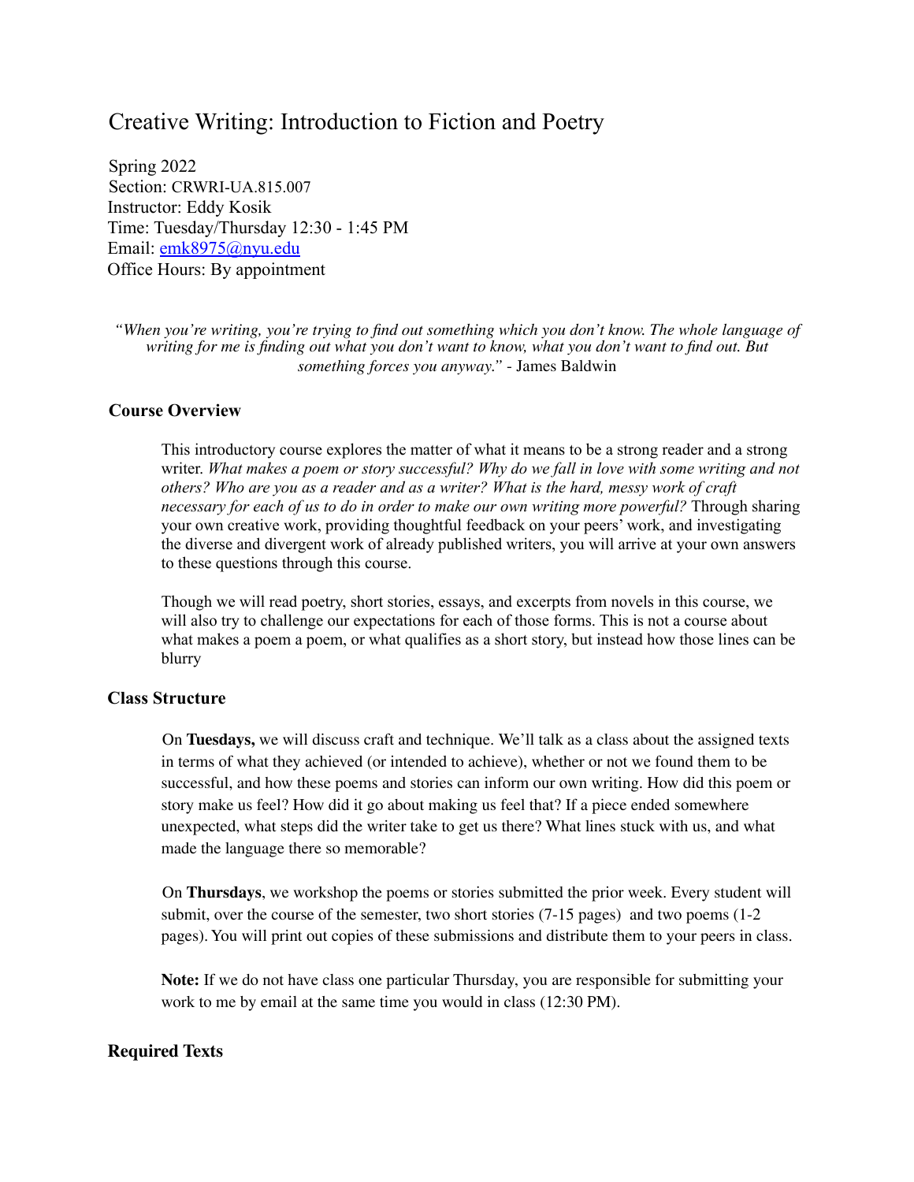# Creative Writing: Introduction to Fiction and Poetry

Spring 2022
Section: CRWRI-UA.815.007
Instructor: Eddy Kosik
Time: Tuesday/Thursday 12:30 - 1:45 PM
Email: emk8975@nyu.edu
Office Hours: By appointment

*"When you're writing, you're trying to find out something which you don't know. The whole language of writing for me is finding out what you don't want to know, what you don't want to find out. But something forces you anyway."* - James Baldwin

## Course Overview

This introductory course explores the matter of what it means to be a strong reader and a strong writer. *What makes a poem or story successful? Why do we fall in love with some writing and not others? Who are you as a reader and as a writer? What is the hard, messy work of craft necessary for each of us to do in order to make our own writing more powerful?* Through sharing your own creative work, providing thoughtful feedback on your peers' work, and investigating the diverse and divergent work of already published writers, you will arrive at your own answers to these questions through this course.

Though we will read poetry, short stories, essays, and excerpts from novels in this course, we will also try to challenge our expectations for each of those forms. This is not a course about what makes a poem a poem, or what qualifies as a short story, but instead how those lines can be blurry

## Class Structure

On **Tuesdays,** we will discuss craft and technique. We'll talk as a class about the assigned texts in terms of what they achieved (or intended to achieve), whether or not we found them to be successful, and how these poems and stories can inform our own writing. How did this poem or story make us feel? How did it go about making us feel that? If a piece ended somewhere unexpected, what steps did the writer take to get us there? What lines stuck with us, and what made the language there so memorable?

On **Thursdays**, we workshop the poems or stories submitted the prior week. Every student will submit, over the course of the semester, two short stories (7-15 pages) and two poems (1-2 pages). You will print out copies of these submissions and distribute them to your peers in class.

**Note:** If we do not have class one particular Thursday, you are responsible for submitting your work to me by email at the same time you would in class (12:30 PM).

## Required Texts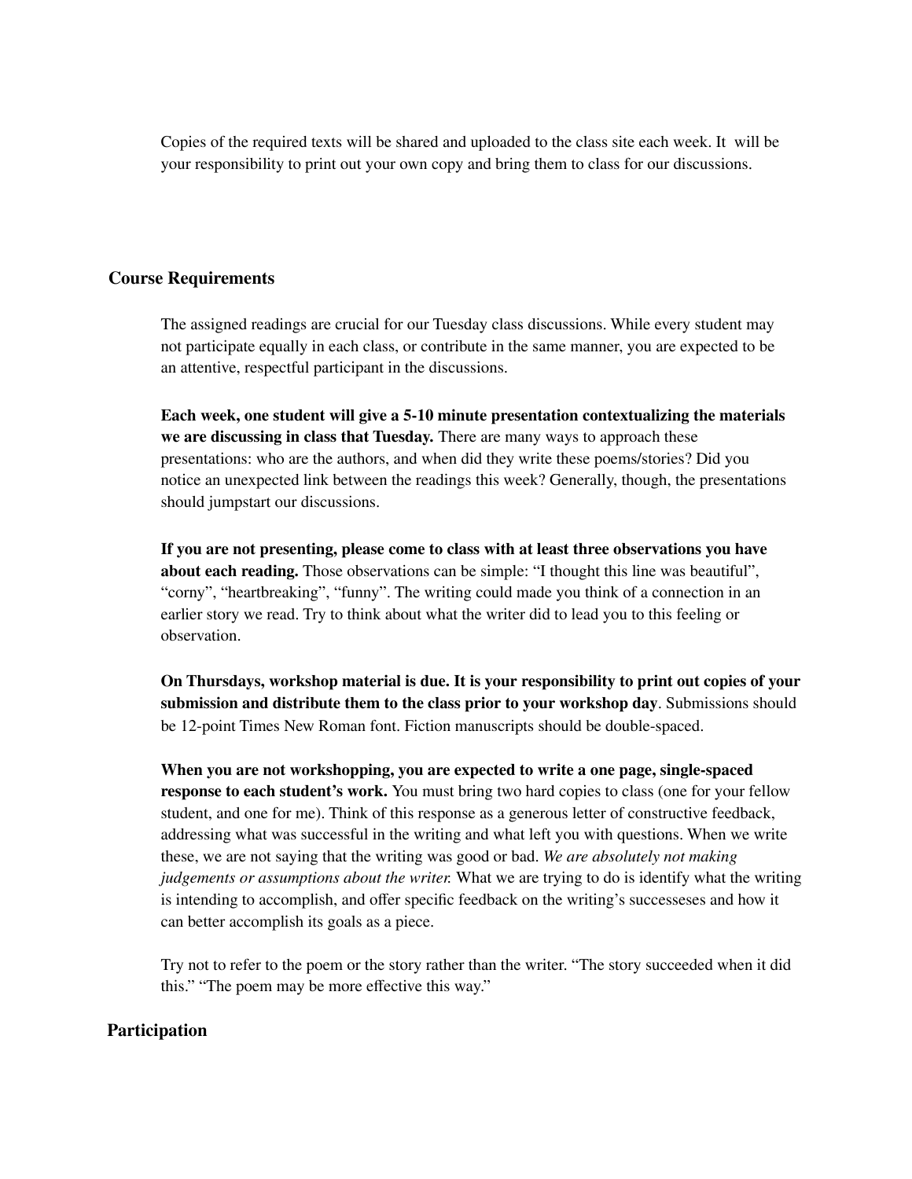Copies of the required texts will be shared and uploaded to the class site each week. It will be your responsibility to print out your own copy and bring them to class for our discussions.

## Course Requirements

The assigned readings are crucial for our Tuesday class discussions. While every student may not participate equally in each class, or contribute in the same manner, you are expected to be an attentive, respectful participant in the discussions.

**Each week, one student will give a 5-10 minute presentation contextualizing the materials we are discussing in class that Tuesday.** There are many ways to approach these presentations: who are the authors, and when did they write these poems/stories? Did you notice an unexpected link between the readings this week? Generally, though, the presentations should jumpstart our discussions.

**If you are not presenting, please come to class with at least three observations you have about each reading.** Those observations can be simple: "I thought this line was beautiful", "corny", "heartbreaking", "funny". The writing could made you think of a connection in an earlier story we read. Try to think about what the writer did to lead you to this feeling or observation.

**On Thursdays, workshop material is due. It is your responsibility to print out copies of your submission and distribute them to the class prior to your workshop day**. Submissions should be 12-point Times New Roman font. Fiction manuscripts should be double-spaced.

**When you are not workshopping, you are expected to write a one page, single-spaced response to each student's work.** You must bring two hard copies to class (one for your fellow student, and one for me). Think of this response as a generous letter of constructive feedback, addressing what was successful in the writing and what left you with questions. When we write these, we are not saying that the writing was good or bad. *We are absolutely not making judgements or assumptions about the writer.* What we are trying to do is identify what the writing is intending to accomplish, and offer specific feedback on the writing's successeses and how it can better accomplish its goals as a piece.

Try not to refer to the poem or the story rather than the writer. "The story succeeded when it did this." "The poem may be more effective this way."

## Participation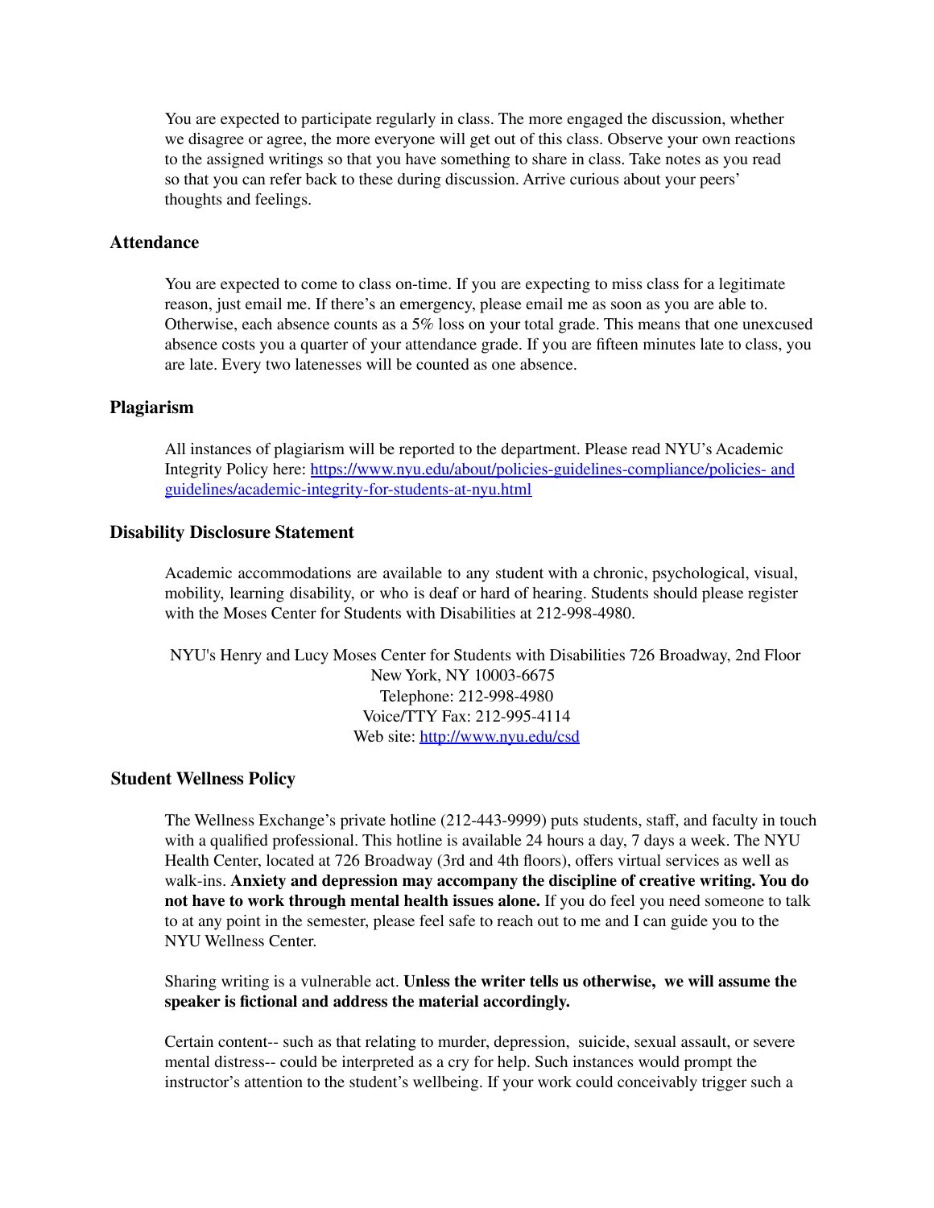You are expected to participate regularly in class. The more engaged the discussion, whether we disagree or agree, the more everyone will get out of this class. Observe your own reactions to the assigned writings so that you have something to share in class. Take notes as you read so that you can refer back to these during discussion. Arrive curious about your peers' thoughts and feelings.

### Attendance

You are expected to come to class on-time. If you are expecting to miss class for a legitimate reason, just email me. If there's an emergency, please email me as soon as you are able to. Otherwise, each absence counts as a 5% loss on your total grade. This means that one unexcused absence costs you a quarter of your attendance grade. If you are fifteen minutes late to class, you are late. Every two latenesses will be counted as one absence.

### Plagiarism

All instances of plagiarism will be reported to the department. Please read NYU's Academic Integrity Policy here: [https://www.nyu.edu/about/policies-guidelines-compliance/policies- and guidelines/academic-integrity-for-students-at-nyu.html](https://www.nyu.edu/about/policies-guidelines-compliance/policies-and-guidelines/academic-integrity-for-students-at-nyu.html)

### Disability Disclosure Statement

Academic accommodations are available to any student with a chronic, psychological, visual, mobility, learning disability, or who is deaf or hard of hearing. Students should please register with the Moses Center for Students with Disabilities at 212-998-4980.

NYU's Henry and Lucy Moses Center for Students with Disabilities 726 Broadway, 2nd Floor
New York, NY 10003-6675
Telephone: 212-998-4980
Voice/TTY Fax: 212-995-4114
Web site: [http://www.nyu.edu/csd](http://www.nyu.edu/csd)

### Student Wellness Policy

The Wellness Exchange's private hotline (212-443-9999) puts students, staff, and faculty in touch with a qualified professional. This hotline is available 24 hours a day, 7 days a week. The NYU Health Center, located at 726 Broadway (3rd and 4th floors), offers virtual services as well as walk-ins. **Anxiety and depression may accompany the discipline of creative writing. You do not have to work through mental health issues alone.** If you do feel you need someone to talk to at any point in the semester, please feel safe to reach out to me and I can guide you to the NYU Wellness Center.

Sharing writing is a vulnerable act. **Unless the writer tells us otherwise, we will assume the speaker is fictional and address the material accordingly.**

Certain content-- such as that relating to murder, depression, suicide, sexual assault, or severe mental distress-- could be interpreted as a cry for help. Such instances would prompt the instructor's attention to the student's wellbeing. If your work could conceivably trigger such a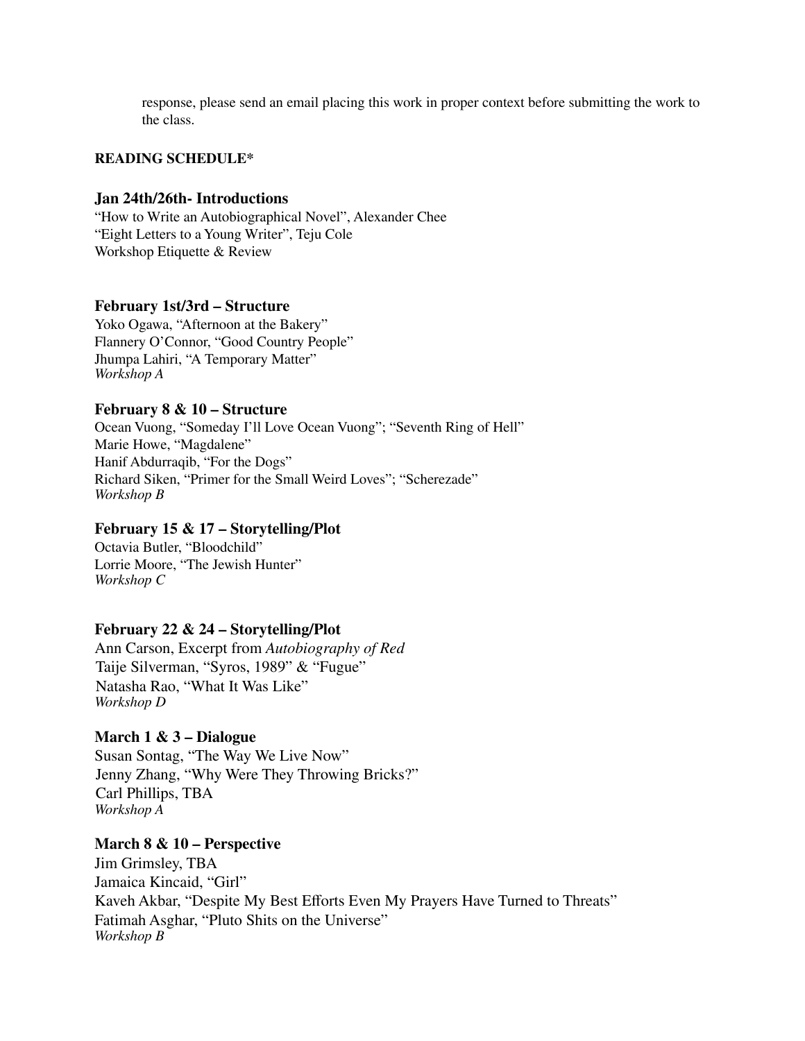response, please send an email placing this work in proper context before submitting the work to the class.

**READING SCHEDULE***

### Jan 24th/26th- Introductions

"How to Write an Autobiographical Novel", Alexander Chee
"Eight Letters to a Young Writer", Teju Cole
Workshop Etiquette & Review

### February 1st/3rd – Structure

Yoko Ogawa, "Afternoon at the Bakery"
Flannery O'Connor, "Good Country People"
Jhumpa Lahiri, "A Temporary Matter"
*Workshop A*

### February 8 & 10 – Structure

Ocean Vuong, "Someday I'll Love Ocean Vuong"; "Seventh Ring of Hell"
Marie Howe, "Magdalene"
Hanif Abdurraqib, "For the Dogs"
Richard Siken, "Primer for the Small Weird Loves"; "Scherezade"
*Workshop B*

### February 15 & 17 – Storytelling/Plot

Octavia Butler, "Bloodchild"
Lorrie Moore, "The Jewish Hunter"
*Workshop C*

### February 22 & 24 – Storytelling/Plot

Ann Carson, Excerpt from *Autobiography of Red*
Taije Silverman, "Syros, 1989" & "Fugue"
Natasha Rao, "What It Was Like"
*Workshop D*

### March 1 & 3 – Dialogue

Susan Sontag, "The Way We Live Now"
Jenny Zhang, "Why Were They Throwing Bricks?"
Carl Phillips, TBA
*Workshop A*

### March 8 & 10 – Perspective

Jim Grimsley, TBA
Jamaica Kincaid, "Girl"
Kaveh Akbar, "Despite My Best Efforts Even My Prayers Have Turned to Threats"
Fatimah Asghar, "Pluto Shits on the Universe"
*Workshop B*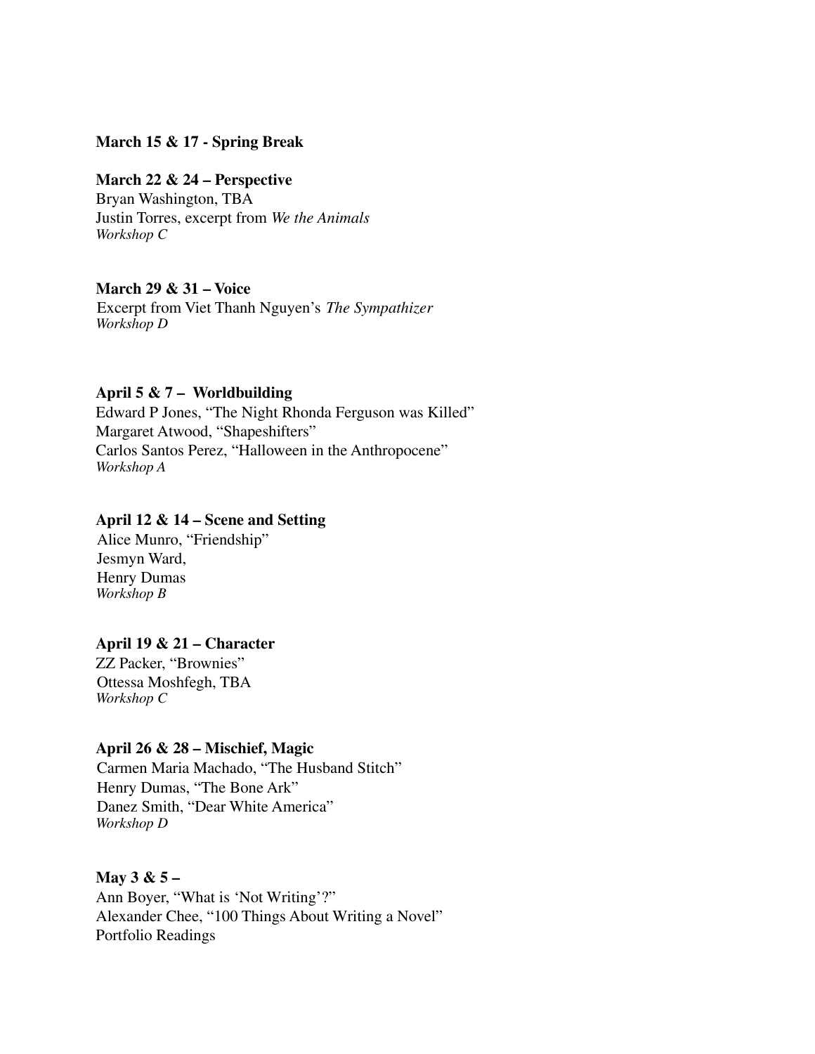**March 15 & 17 - Spring Break**

**March 22 & 24 – Perspective**
Bryan Washington, TBA
Justin Torres, excerpt from *We the Animals*
*Workshop C*

**March 29 & 31 – Voice**
Excerpt from Viet Thanh Nguyen's *The Sympathizer*
*Workshop D*

**April 5 & 7 – Worldbuilding**
Edward P Jones, "The Night Rhonda Ferguson was Killed"
Margaret Atwood, "Shapeshifters"
Carlos Santos Perez, "Halloween in the Anthropocene"
*Workshop A*

**April 12 & 14 – Scene and Setting**
Alice Munro, "Friendship"
Jesmyn Ward,
Henry Dumas
*Workshop B*

**April 19 & 21 – Character**
ZZ Packer, "Brownies"
Ottessa Moshfegh, TBA
*Workshop C*

**April 26 & 28 – Mischief, Magic**
Carmen Maria Machado, "The Husband Stitch"
Henry Dumas, "The Bone Ark"
Danez Smith, "Dear White America"
*Workshop D*

**May 3 & 5 –**
Ann Boyer, "What is 'Not Writing'?"
Alexander Chee, "100 Things About Writing a Novel"
Portfolio Readings